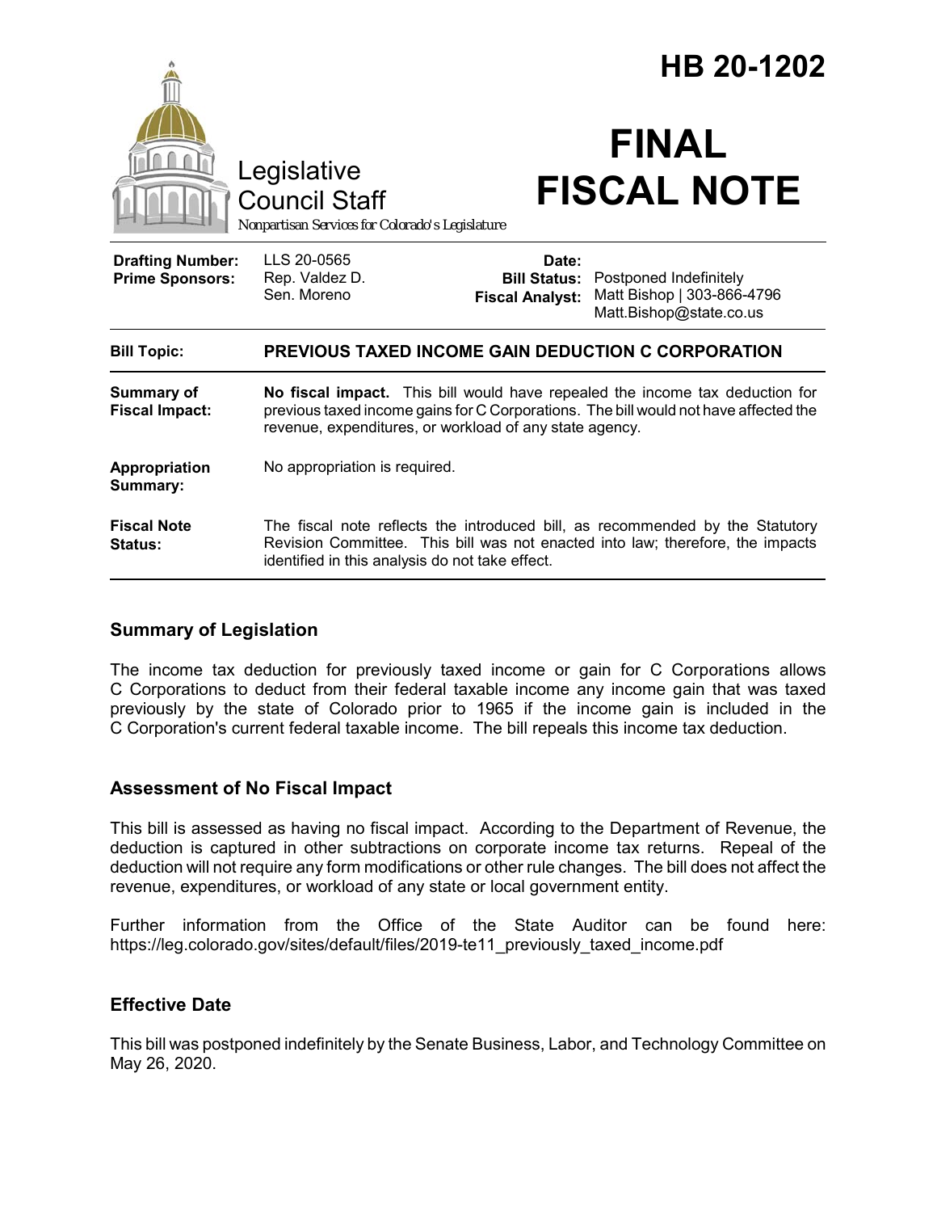# HB 20-1202

Legislative Council Staff

*Nonpartisan Services for Colorado's Legislature*

# FINAL FISCAL NOTE

| | | | |
|---|---|---|---|
| **Drafting Number:** | LLS 20-0565 | **Date:** | |
| **Prime Sponsors:** | Rep. Valdez D.<br>Sen. Moreno | **Bill Status:** | Postponed Indefinitely |
| | | **Fiscal Analyst:** | Matt Bishop \| 303-866-4796<br>Matt.Bishop@state.co.us |

| | |
|---|---|
| **Bill Topic:** | **PREVIOUS TAXED INCOME GAIN DEDUCTION C CORPORATION** |
| **Summary of Fiscal Impact:** | **No fiscal impact.** This bill would have repealed the income tax deduction for previous taxed income gains for C Corporations. The bill would not have affected the revenue, expenditures, or workload of any state agency. |
| **Appropriation Summary:** | No appropriation is required. |
| **Fiscal Note Status:** | The fiscal note reflects the introduced bill, as recommended by the Statutory Revision Committee. This bill was not enacted into law; therefore, the impacts identified in this analysis do not take effect. |

## Summary of Legislation

The income tax deduction for previously taxed income or gain for C Corporations allows C Corporations to deduct from their federal taxable income any income gain that was taxed previously by the state of Colorado prior to 1965 if the income gain is included in the C Corporation's current federal taxable income. The bill repeals this income tax deduction.

## Assessment of No Fiscal Impact

This bill is assessed as having no fiscal impact. According to the Department of Revenue, the deduction is captured in other subtractions on corporate income tax returns. Repeal of the deduction will not require any form modifications or other rule changes. The bill does not affect the revenue, expenditures, or workload of any state or local government entity.

Further information from the Office of the State Auditor can be found here: https://leg.colorado.gov/sites/default/files/2019-te11_previously_taxed_income.pdf

## Effective Date

This bill was postponed indefinitely by the Senate Business, Labor, and Technology Committee on May 26, 2020.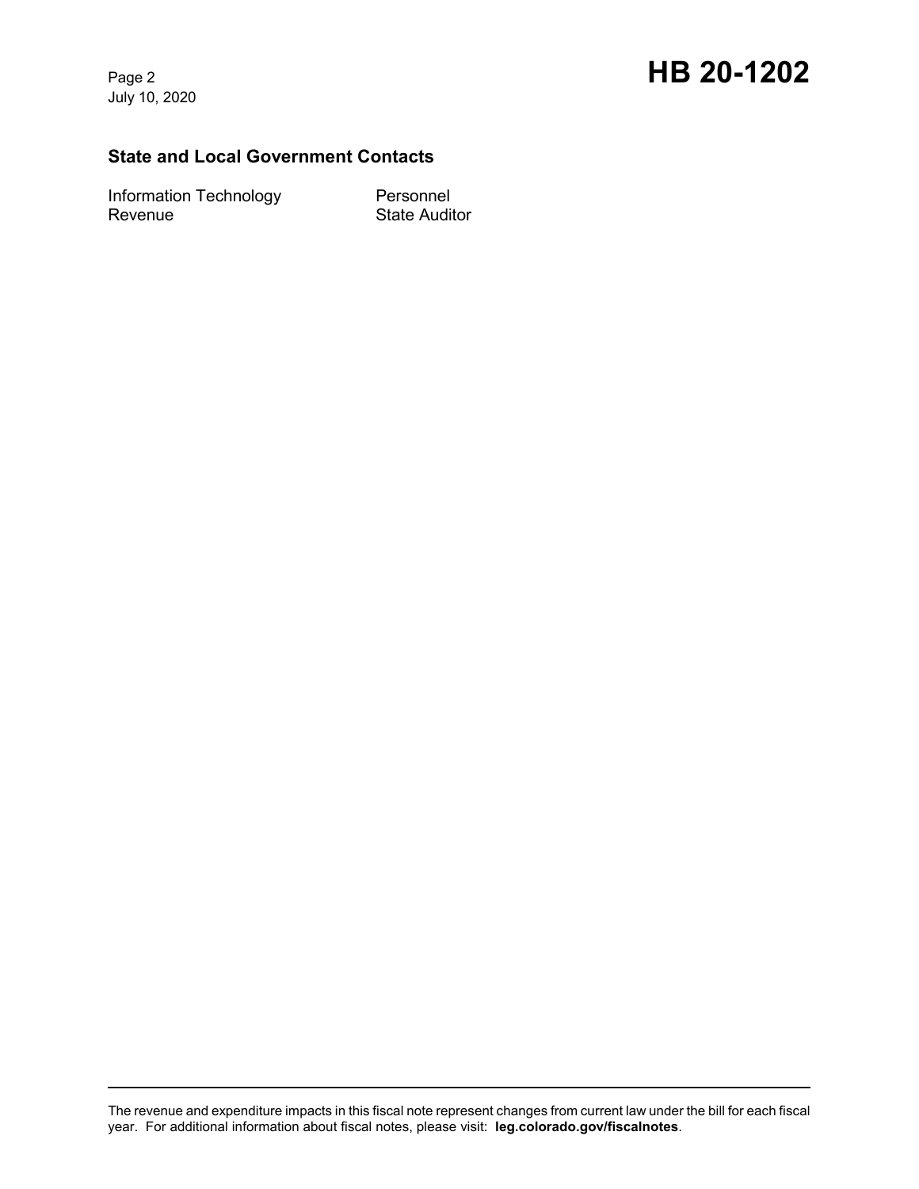## State and Local Government Contacts

| | |
|---|---|
| Information Technology | Personnel |
| Revenue | State Auditor |

The revenue and expenditure impacts in this fiscal note represent changes from current law under the bill for each fiscal year. For additional information about fiscal notes, please visit: **leg.colorado.gov/fiscalnotes**.